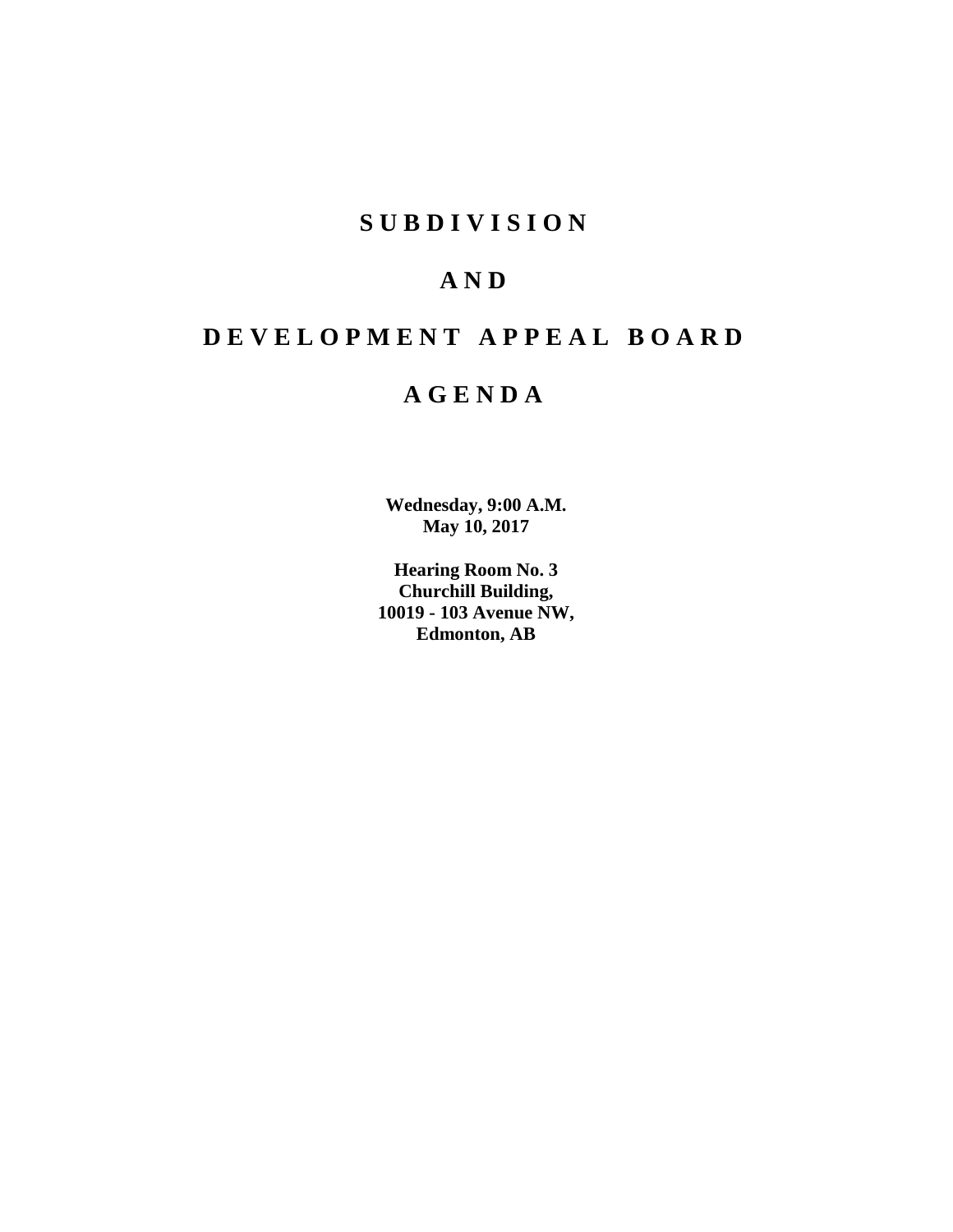# SUBDIVISION

# AND

# DEVELOPMENT APPEAL BOARD

# AGENDA

**Wednesday, 9:00 A.M.**
**May 10, 2017**

**Hearing Room No. 3**
**Churchill Building,**
**10019 - 103 Avenue NW,**
**Edmonton, AB**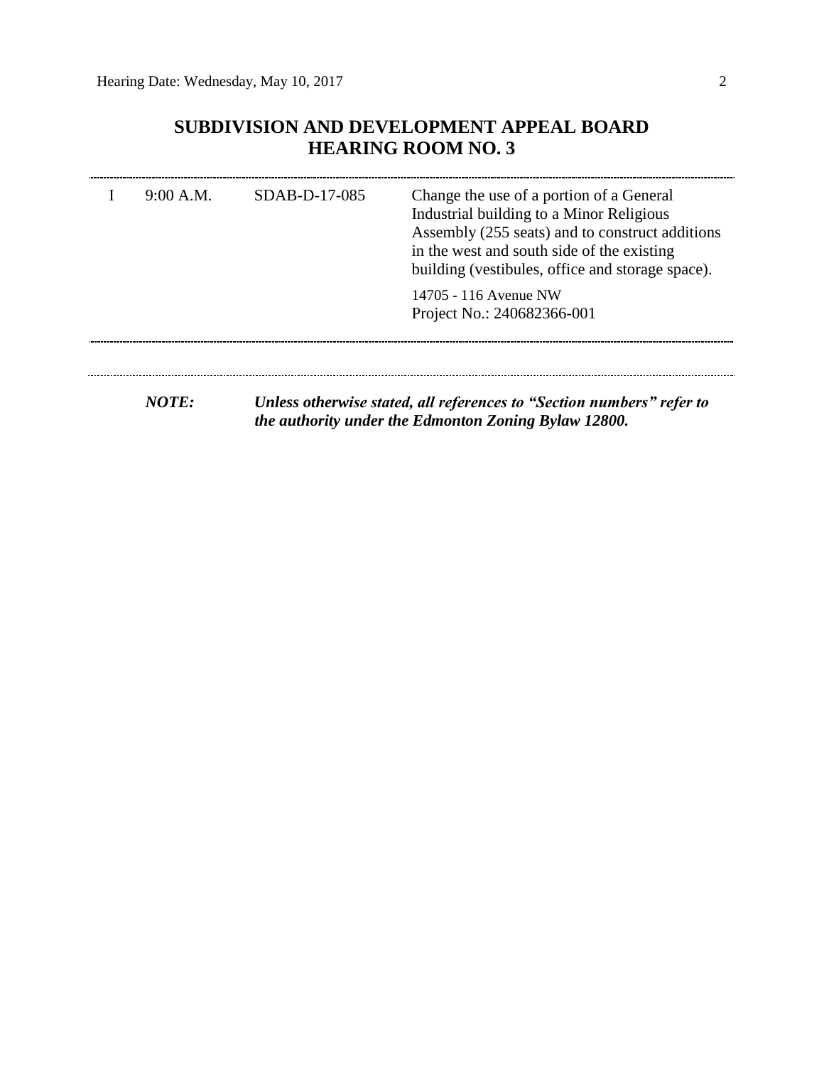## SUBDIVISION AND DEVELOPMENT APPEAL BOARD
## HEARING ROOM NO. 3

| | | | |
|---|---|---|---|
| I | 9:00 A.M. | SDAB-D-17-085 | Change the use of a portion of a General Industrial building to a Minor Religious Assembly (255 seats) and to construct additions in the west and south side of the existing building (vestibules, office and storage space). |
| | | | 14705 - 116 Avenue NW<br>Project No.: 240682366-001 |

***NOTE:*** ***Unless otherwise stated, all references to "Section numbers" refer to the authority under the Edmonton Zoning Bylaw 12800.***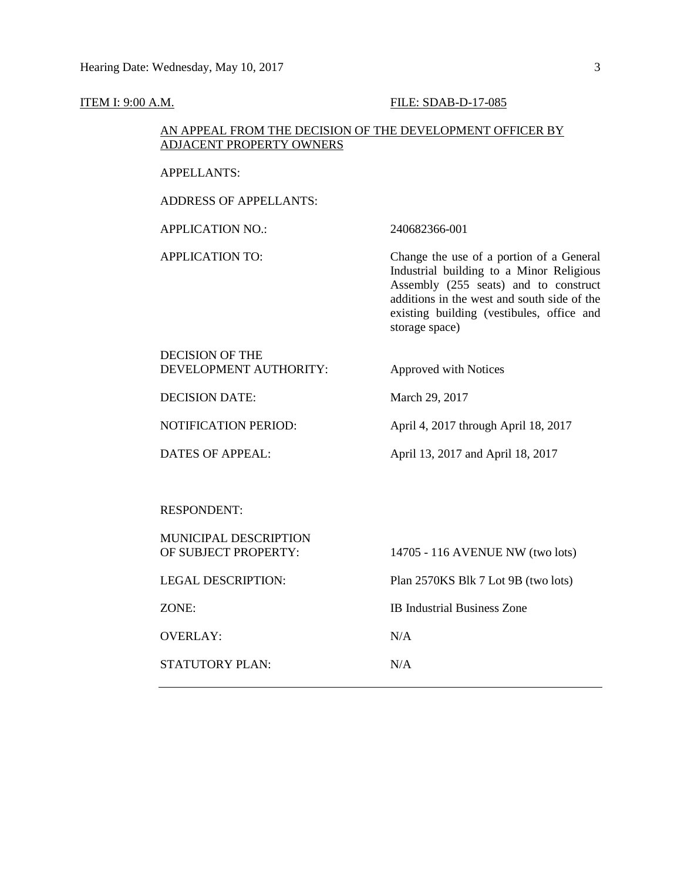ITEM I: 9:00 A.M. FILE: SDAB-D-17-085

AN APPEAL FROM THE DECISION OF THE DEVELOPMENT OFFICER BY ADJACENT PROPERTY OWNERS

| | |
|---|---|
| APPELLANTS: | |
| ADDRESS OF APPELLANTS: | |
| APPLICATION NO.: | 240682366-001 |
| APPLICATION TO: | Change the use of a portion of a General Industrial building to a Minor Religious Assembly (255 seats) and to construct additions in the west and south side of the existing building (vestibules, office and storage space) |
| DECISION OF THE DEVELOPMENT AUTHORITY: | Approved with Notices |
| DECISION DATE: | March 29, 2017 |
| NOTIFICATION PERIOD: | April 4, 2017 through April 18, 2017 |
| DATES OF APPEAL: | April 13, 2017 and April 18, 2017 |
| RESPONDENT: | |
| MUNICIPAL DESCRIPTION OF SUBJECT PROPERTY: | 14705 - 116 AVENUE NW (two lots) |
| LEGAL DESCRIPTION: | Plan 2570KS Blk 7 Lot 9B (two lots) |
| ZONE: | IB Industrial Business Zone |
| OVERLAY: | N/A |
| STATUTORY PLAN: | N/A |

---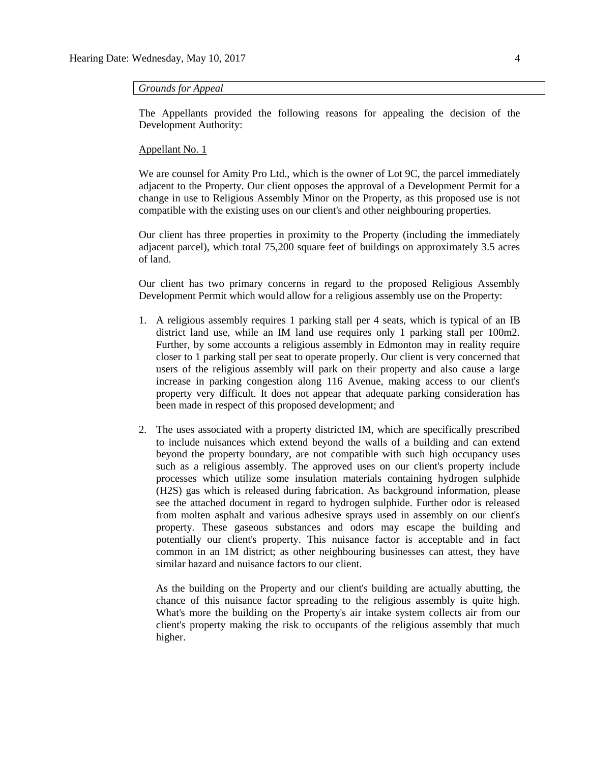*Grounds for Appeal*

The Appellants provided the following reasons for appealing the decision of the Development Authority:

Appellant No. 1

We are counsel for Amity Pro Ltd., which is the owner of Lot 9C, the parcel immediately adjacent to the Property. Our client opposes the approval of a Development Permit for a change in use to Religious Assembly Minor on the Property, as this proposed use is not compatible with the existing uses on our client's and other neighbouring properties.

Our client has three properties in proximity to the Property (including the immediately adjacent parcel), which total 75,200 square feet of buildings on approximately 3.5 acres of land.

Our client has two primary concerns in regard to the proposed Religious Assembly Development Permit which would allow for a religious assembly use on the Property:

1. A religious assembly requires 1 parking stall per 4 seats, which is typical of an IB district land use, while an IM land use requires only 1 parking stall per 100m2. Further, by some accounts a religious assembly in Edmonton may in reality require closer to 1 parking stall per seat to operate properly. Our client is very concerned that users of the religious assembly will park on their property and also cause a large increase in parking congestion along 116 Avenue, making access to our client's property very difficult. It does not appear that adequate parking consideration has been made in respect of this proposed development; and

2. The uses associated with a property districted IM, which are specifically prescribed to include nuisances which extend beyond the walls of a building and can extend beyond the property boundary, are not compatible with such high occupancy uses such as a religious assembly. The approved uses on our client's property include processes which utilize some insulation materials containing hydrogen sulphide ($H_2S$) gas which is released during fabrication. As background information, please see the attached document in regard to hydrogen sulphide. Further odor is released from molten asphalt and various adhesive sprays used in assembly on our client's property. These gaseous substances and odors may escape the building and potentially our client's property. This nuisance factor is acceptable and in fact common in an 1M district; as other neighbouring businesses can attest, they have similar hazard and nuisance factors to our client.

   As the building on the Property and our client's building are actually abutting, the chance of this nuisance factor spreading to the religious assembly is quite high. What's more the building on the Property's air intake system collects air from our client's property making the risk to occupants of the religious assembly that much higher.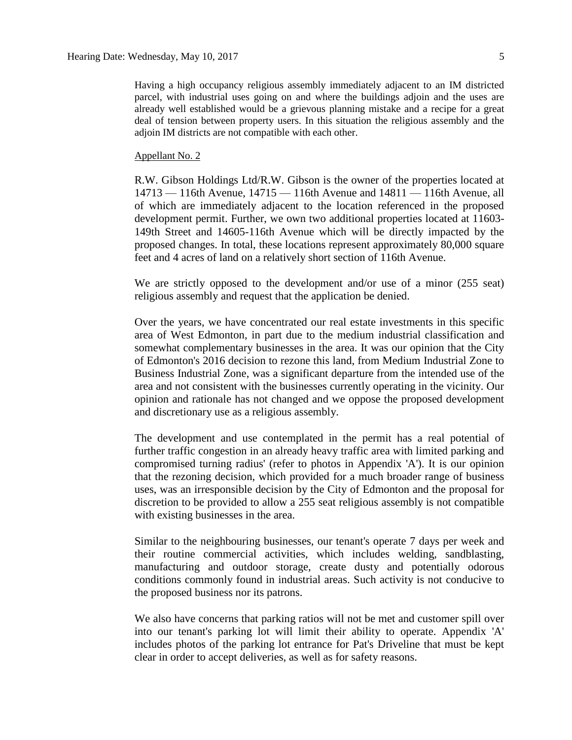Having a high occupancy religious assembly immediately adjacent to an IM districted parcel, with industrial uses going on and where the buildings adjoin and the uses are already well established would be a grievous planning mistake and a recipe for a great deal of tension between property users. In this situation the religious assembly and the adjoin IM districts are not compatible with each other.

Appellant No. 2

R.W. Gibson Holdings Ltd/R.W. Gibson is the owner of the properties located at 14713 — 116th Avenue, 14715 — 116th Avenue and 14811 — 116th Avenue, all of which are immediately adjacent to the location referenced in the proposed development permit. Further, we own two additional properties located at 11603-149th Street and 14605-116th Avenue which will be directly impacted by the proposed changes. In total, these locations represent approximately 80,000 square feet and 4 acres of land on a relatively short section of 116th Avenue.

We are strictly opposed to the development and/or use of a minor (255 seat) religious assembly and request that the application be denied.

Over the years, we have concentrated our real estate investments in this specific area of West Edmonton, in part due to the medium industrial classification and somewhat complementary businesses in the area. It was our opinion that the City of Edmonton's 2016 decision to rezone this land, from Medium Industrial Zone to Business Industrial Zone, was a significant departure from the intended use of the area and not consistent with the businesses currently operating in the vicinity. Our opinion and rationale has not changed and we oppose the proposed development and discretionary use as a religious assembly.

The development and use contemplated in the permit has a real potential of further traffic congestion in an already heavy traffic area with limited parking and compromised turning radius' (refer to photos in Appendix 'A'). It is our opinion that the rezoning decision, which provided for a much broader range of business uses, was an irresponsible decision by the City of Edmonton and the proposal for discretion to be provided to allow a 255 seat religious assembly is not compatible with existing businesses in the area.

Similar to the neighbouring businesses, our tenant's operate 7 days per week and their routine commercial activities, which includes welding, sandblasting, manufacturing and outdoor storage, create dusty and potentially odorous conditions commonly found in industrial areas. Such activity is not conducive to the proposed business nor its patrons.

We also have concerns that parking ratios will not be met and customer spill over into our tenant's parking lot will limit their ability to operate. Appendix 'A' includes photos of the parking lot entrance for Pat's Driveline that must be kept clear in order to accept deliveries, as well as for safety reasons.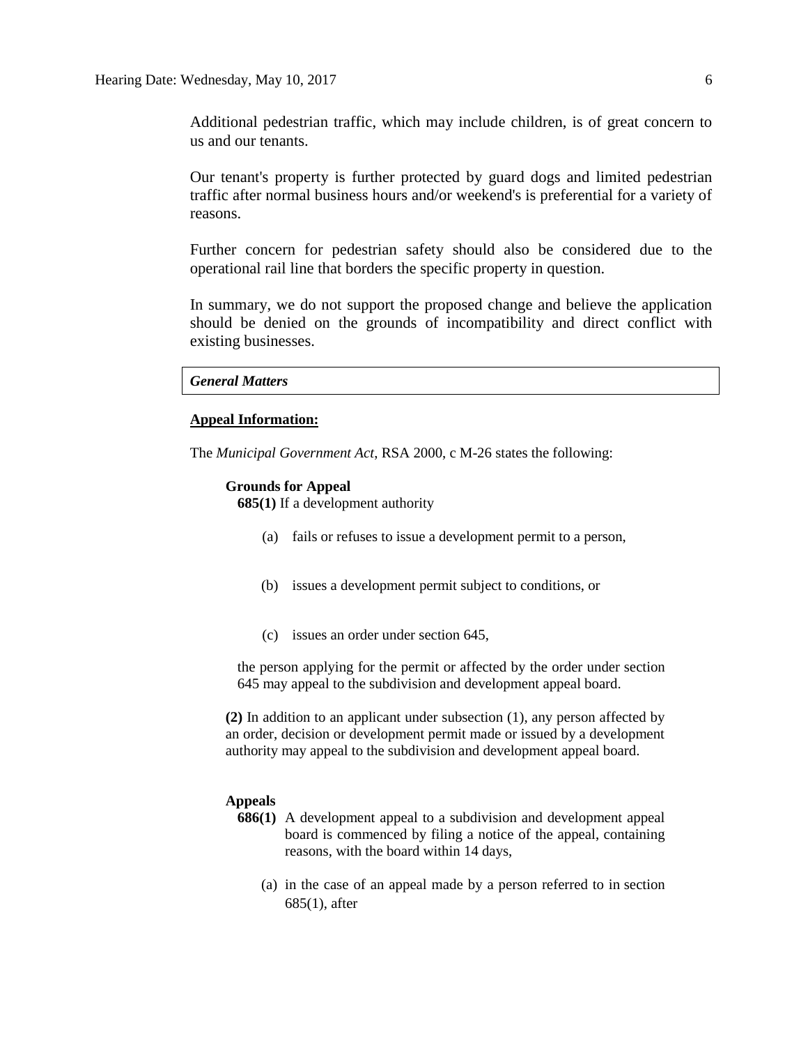Additional pedestrian traffic, which may include children, is of great concern to us and our tenants.

Our tenant's property is further protected by guard dogs and limited pedestrian traffic after normal business hours and/or weekend's is preferential for a variety of reasons.

Further concern for pedestrian safety should also be considered due to the operational rail line that borders the specific property in question.

In summary, we do not support the proposed change and believe the application should be denied on the grounds of incompatibility and direct conflict with existing businesses.

***General Matters***

**Appeal Information:**

The *Municipal Government Act*, RSA 2000, c M-26 states the following:

**Grounds for Appeal**

**685(1)** If a development authority

(a) fails or refuses to issue a development permit to a person,

(b) issues a development permit subject to conditions, or

(c) issues an order under section 645,

the person applying for the permit or affected by the order under section 645 may appeal to the subdivision and development appeal board.

**(2)** In addition to an applicant under subsection (1), any person affected by an order, decision or development permit made or issued by a development authority may appeal to the subdivision and development appeal board.

**Appeals**

**686(1)** A development appeal to a subdivision and development appeal board is commenced by filing a notice of the appeal, containing reasons, with the board within 14 days,

(a) in the case of an appeal made by a person referred to in section 685(1), after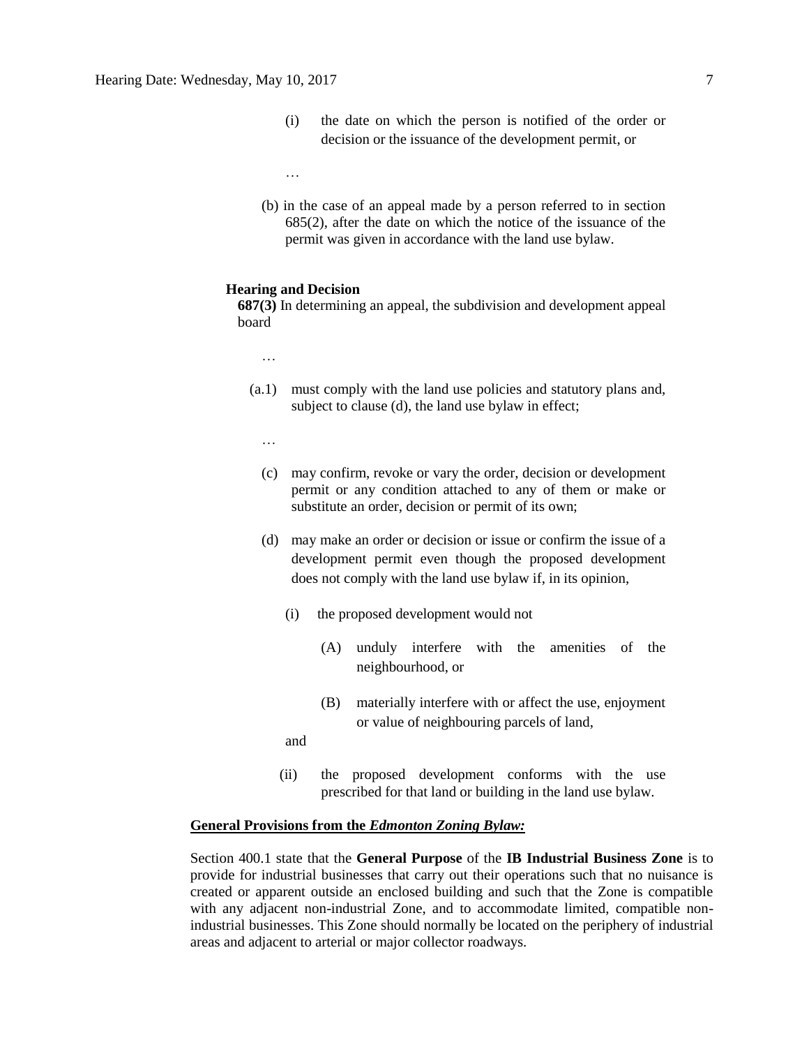(i) the date on which the person is notified of the order or decision or the issuance of the development permit, or

…

(b) in the case of an appeal made by a person referred to in section 685(2), after the date on which the notice of the issuance of the permit was given in accordance with the land use bylaw.

**Hearing and Decision**

**687(3)** In determining an appeal, the subdivision and development appeal board

…

(a.1) must comply with the land use policies and statutory plans and, subject to clause (d), the land use bylaw in effect;

…

(c) may confirm, revoke or vary the order, decision or development permit or any condition attached to any of them or make or substitute an order, decision or permit of its own;

(d) may make an order or decision or issue or confirm the issue of a development permit even though the proposed development does not comply with the land use bylaw if, in its opinion,

(i) the proposed development would not

(A) unduly interfere with the amenities of the neighbourhood, or

(B) materially interfere with or affect the use, enjoyment or value of neighbouring parcels of land,

and

(ii) the proposed development conforms with the use prescribed for that land or building in the land use bylaw.

**General Provisions from the *Edmonton Zoning Bylaw:***

Section 400.1 state that the **General Purpose** of the **IB Industrial Business Zone** is to provide for industrial businesses that carry out their operations such that no nuisance is created or apparent outside an enclosed building and such that the Zone is compatible with any adjacent non-industrial Zone, and to accommodate limited, compatible non-industrial businesses. This Zone should normally be located on the periphery of industrial areas and adjacent to arterial or major collector roadways.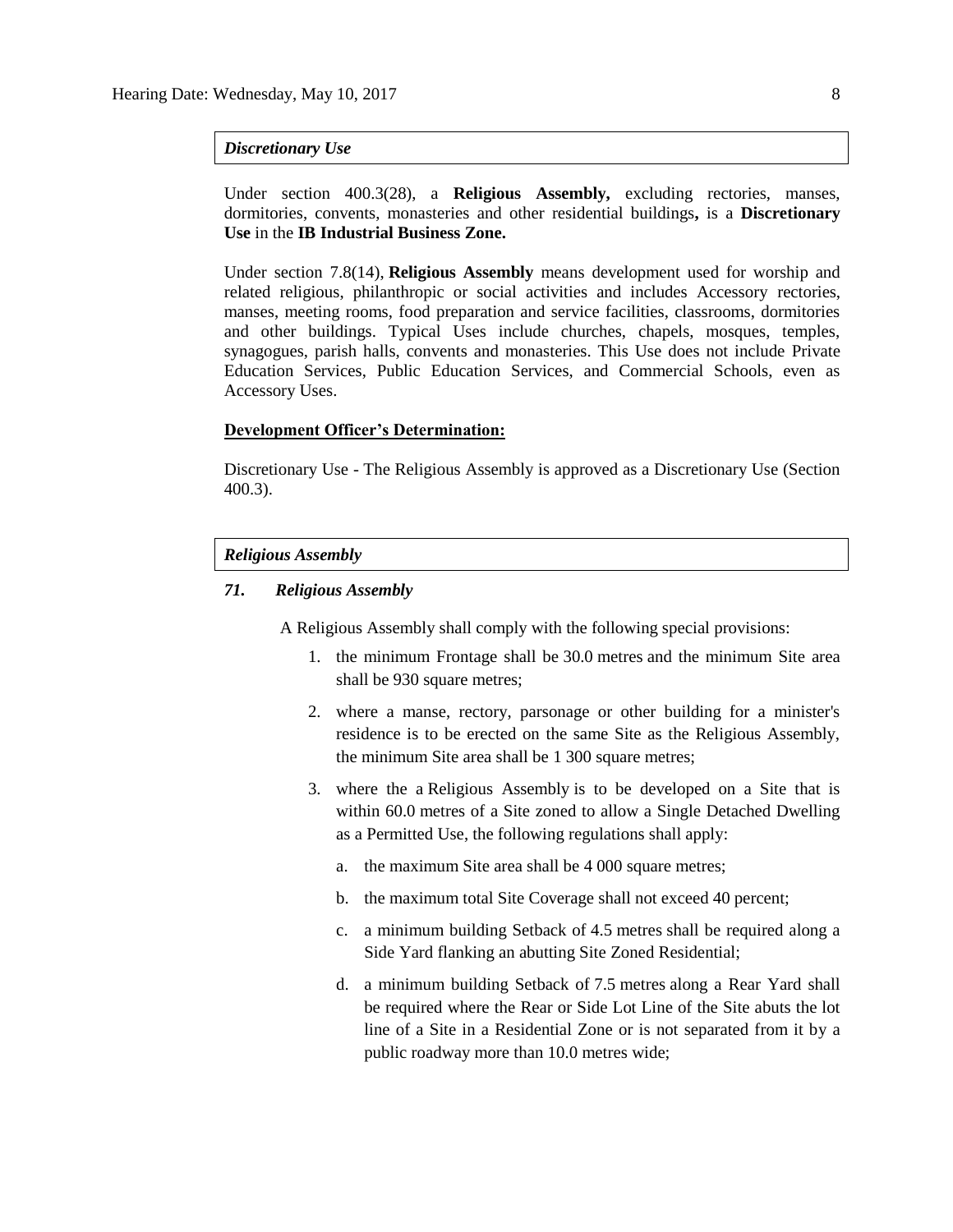*Discretionary Use*

Under section 400.3(28), a **Religious Assembly,** excluding rectories, manses, dormitories, convents, monasteries and other residential buildings**,** is a **Discretionary Use** in the **IB Industrial Business Zone.**

Under section 7.8(14), **Religious Assembly** means development used for worship and related religious, philanthropic or social activities and includes Accessory rectories, manses, meeting rooms, food preparation and service facilities, classrooms, dormitories and other buildings. Typical Uses include churches, chapels, mosques, temples, synagogues, parish halls, convents and monasteries. This Use does not include Private Education Services, Public Education Services, and Commercial Schools, even as Accessory Uses.

**Development Officer's Determination:**

Discretionary Use - The Religious Assembly is approved as a Discretionary Use (Section 400.3).

*Religious Assembly*

***71. Religious Assembly***

A Religious Assembly shall comply with the following special provisions:

1. the minimum Frontage shall be 30.0 metres and the minimum Site area shall be 930 square metres;
2. where a manse, rectory, parsonage or other building for a minister's residence is to be erected on the same Site as the Religious Assembly, the minimum Site area shall be 1 300 square metres;
3. where the a Religious Assembly is to be developed on a Site that is within 60.0 metres of a Site zoned to allow a Single Detached Dwelling as a Permitted Use, the following regulations shall apply:
   a. the maximum Site area shall be 4 000 square metres;
   b. the maximum total Site Coverage shall not exceed 40 percent;
   c. a minimum building Setback of 4.5 metres shall be required along a Side Yard flanking an abutting Site Zoned Residential;
   d. a minimum building Setback of 7.5 metres along a Rear Yard shall be required where the Rear or Side Lot Line of the Site abuts the lot line of a Site in a Residential Zone or is not separated from it by a public roadway more than 10.0 metres wide;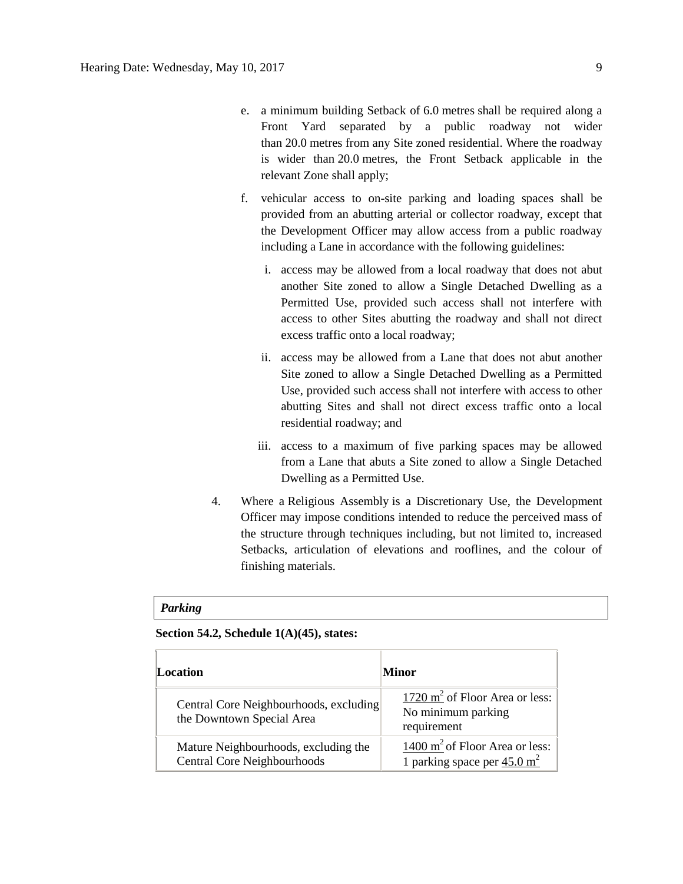e. a minimum building Setback of 6.0 metres shall be required along a Front Yard separated by a public roadway not wider than 20.0 metres from any Site zoned residential. Where the roadway is wider than 20.0 metres, the Front Setback applicable in the relevant Zone shall apply;

f. vehicular access to on-site parking and loading spaces shall be provided from an abutting arterial or collector roadway, except that the Development Officer may allow access from a public roadway including a Lane in accordance with the following guidelines:

   i. access may be allowed from a local roadway that does not abut another Site zoned to allow a Single Detached Dwelling as a Permitted Use, provided such access shall not interfere with access to other Sites abutting the roadway and shall not direct excess traffic onto a local roadway;

   ii. access may be allowed from a Lane that does not abut another Site zoned to allow a Single Detached Dwelling as a Permitted Use, provided such access shall not interfere with access to other abutting Sites and shall not direct excess traffic onto a local residential roadway; and

   iii. access to a maximum of five parking spaces may be allowed from a Lane that abuts a Site zoned to allow a Single Detached Dwelling as a Permitted Use.

4. Where a Religious Assembly is a Discretionary Use, the Development Officer may impose conditions intended to reduce the perceived mass of the structure through techniques including, but not limited to, increased Setbacks, articulation of elevations and rooflines, and the colour of finishing materials.

***Parking***

**Section 54.2, Schedule 1(A)(45), states:**

| Location | Minor |
|---|---|
| Central Core Neighbourhoods, excluding the Downtown Special Area | 1720 $m^2$ of Floor Area or less: No minimum parking requirement |
| Mature Neighbourhoods, excluding the Central Core Neighbourhoods | 1400 $m^2$ of Floor Area or less: 1 parking space per 45.0 $m^2$ |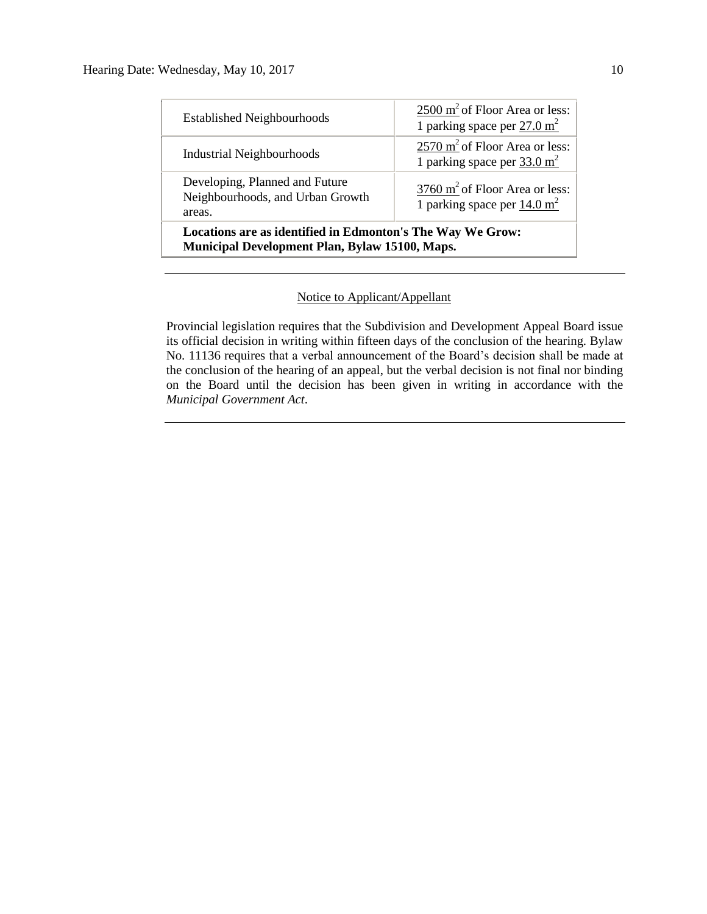| | |
|---|---|
| Established Neighbourhoods | 2500 $m^2$ of Floor Area or less: 1 parking space per 27.0 $m^2$ |
| Industrial Neighbourhoods | 2570 $m^2$ of Floor Area or less: 1 parking space per 33.0 $m^2$ |
| Developing, Planned and Future Neighbourhoods, and Urban Growth areas. | 3760 $m^2$ of Floor Area or less: 1 parking space per 14.0 $m^2$ |
| **Locations are as identified in Edmonton's The Way We Grow: Municipal Development Plan, Bylaw 15100, Maps.** | |

---

Notice to Applicant/Appellant

Provincial legislation requires that the Subdivision and Development Appeal Board issue its official decision in writing within fifteen days of the conclusion of the hearing. Bylaw No. 11136 requires that a verbal announcement of the Board's decision shall be made at the conclusion of the hearing of an appeal, but the verbal decision is not final nor binding on the Board until the decision has been given in writing in accordance with the *Municipal Government Act*.

---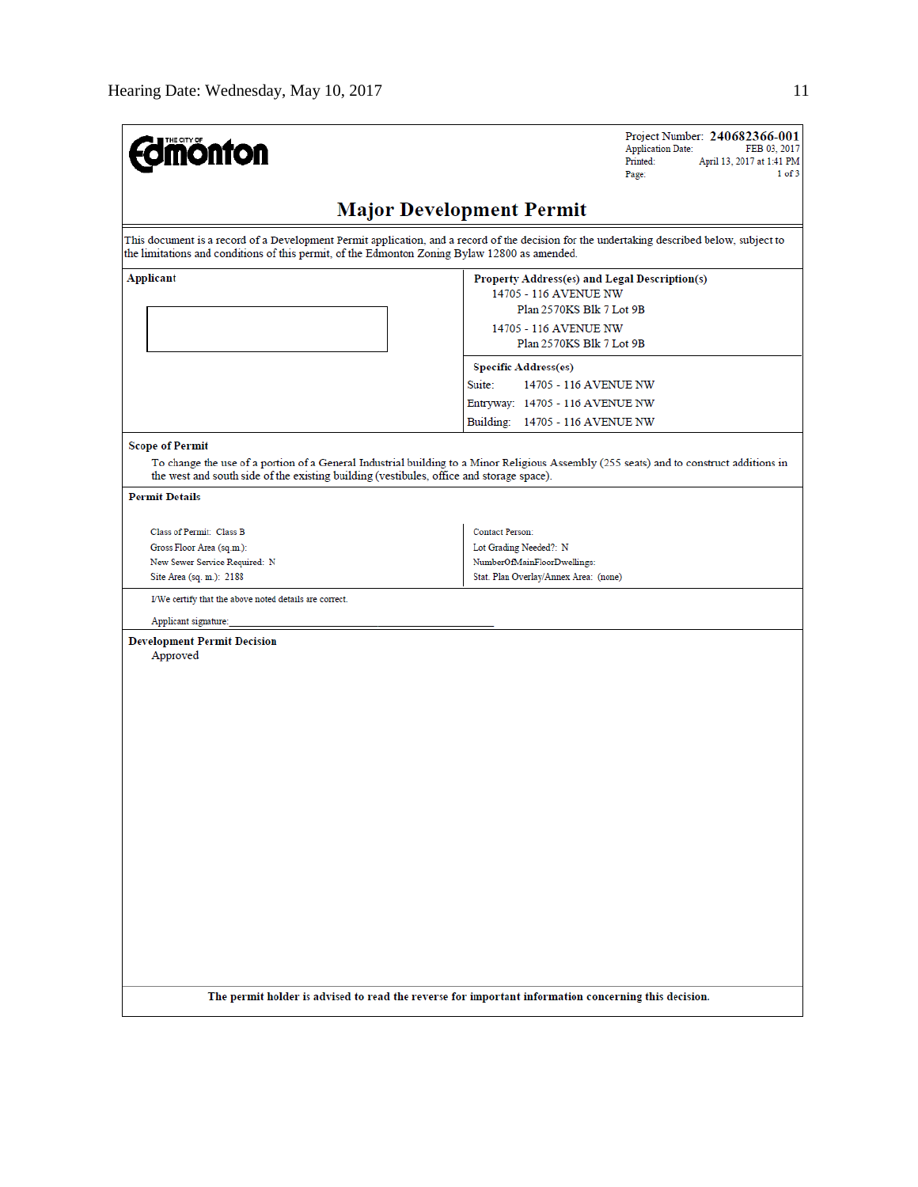THE CITY OF Edmonton

Project Number: **240682366-001**
Application Date: FEB 03, 2017
Printed: April 13, 2017 at 1:41 PM

# Major Development Permit

This document is a record of a Development Permit application, and a record of the decision for the undertaking described below, subject to the limitations and conditions of this permit, of the Edmonton Zoning Bylaw 12800 as amended.

**Applicant**

**Property Address(es) and Legal Description(s)**

14705 - 116 AVENUE NW
Plan 2570KS Blk 7 Lot 9B

14705 - 116 AVENUE NW
Plan 2570KS Blk 7 Lot 9B

**Specific Address(es)**

Suite: 14705 - 116 AVENUE NW
Entryway: 14705 - 116 AVENUE NW
Building: 14705 - 116 AVENUE NW

**Scope of Permit**

To change the use of a portion of a General Industrial building to a Minor Religious Assembly (255 seats) and to construct additions in the west and south side of the existing building (vestibules, office and storage space).

**Permit Details**

Class of Permit: Class B
Gross Floor Area (sq.m.):
New Sewer Service Required: N
Site Area (sq. m.): 2188

Contact Person:
Lot Grading Needed?: N
NumberOfMainFloorDwellings:
Stat. Plan Overlay/Annex Area: (none)

I/We certify that the above noted details are correct.

Applicant signature:_______________________________

**Development Permit Decision**

Approved

**The permit holder is advised to read the reverse for important information concerning this decision.**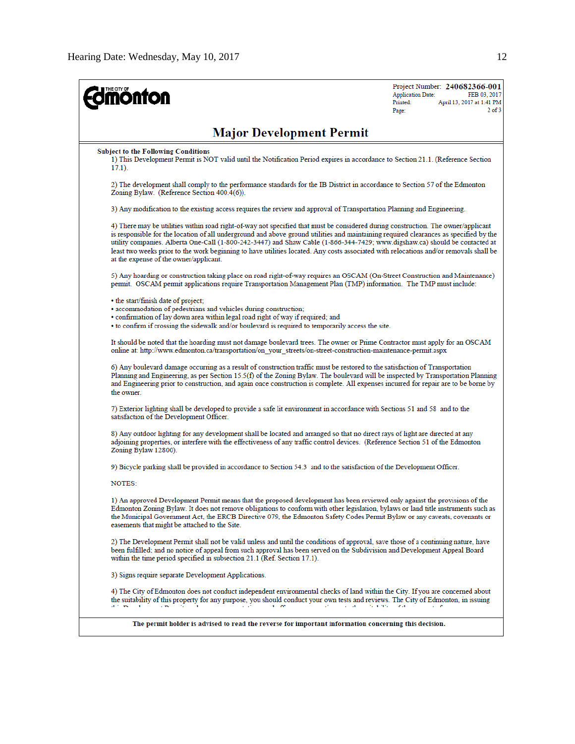THE CITY OF Edmonton

Project Number: **240682366-001**
Application Date: FEB 03, 2017
Printed: April 13, 2017 at 1:41 PM
Page: 2 of 3

# Major Development Permit

**Subject to the Following Conditions**

1) This Development Permit is NOT valid until the Notification Period expires in accordance to Section 21.1. (Reference Section 17.1).

2) The development shall comply to the performance standards for the IB District in accordance to Section 57 of the Edmonton Zoning Bylaw. (Reference Section 400.4(6)).

3) Any modification to the existing access requires the review and approval of Transportation Planning and Engineering.

4) There may be utilities within road right-of-way not specified that must be considered during construction. The owner/applicant is responsible for the location of all underground and above ground utilities and maintaining required clearances as specified by the utility companies. Alberta One-Call (1-800-242-3447) and Shaw Cable (1-866-344-7429; www.digshaw.ca) should be contacted at least two weeks prior to the work beginning to have utilities located. Any costs associated with relocations and/or removals shall be at the expense of the owner/applicant.

5) Any hoarding or construction taking place on road right-of-way requires an OSCAM (On-Street Construction and Maintenance) permit. OSCAM permit applications require Transportation Management Plan (TMP) information. The TMP must include:

- the start/finish date of project;
- accommodation of pedestrians and vehicles during construction;
- confirmation of lay down area within legal road right of way if required; and
- to confirm if crossing the sidewalk and/or boulevard is required to temporarily access the site.

It should be noted that the hoarding must not damage boulevard trees. The owner or Prime Contractor must apply for an OSCAM online at: http://www.edmonton.ca/transportation/on_your_streets/on-street-construction-maintenance-permit.aspx

6) Any boulevard damage occurring as a result of construction traffic must be restored to the satisfaction of Transportation Planning and Engineering, as per Section 15.5(f) of the Zoning Bylaw. The boulevard will be inspected by Transportation Planning and Engineering prior to construction, and again once construction is complete. All expenses incurred for repair are to be borne by the owner.

7) Exterior lighting shall be developed to provide a safe lit environment in accordance with Sections 51 and 58 and to the satisfaction of the Development Officer.

8) Any outdoor lighting for any development shall be located and arranged so that no direct rays of light are directed at any adjoining properties, or interfere with the effectiveness of any traffic control devices. (Reference Section 51 of the Edmonton Zoning Bylaw 12800).

9) Bicycle parking shall be provided in accordance to Section 54.3 and to the satisfaction of the Development Officer.

NOTES:

1) An approved Development Permit means that the proposed development has been reviewed only against the provisions of the Edmonton Zoning Bylaw. It does not remove obligations to conform with other legislation, bylaws or land title instruments such as the Municipal Government Act, the ERCB Directive 079, the Edmonton Safety Codes Permit Bylaw or any caveats, covenants or easements that might be attached to the Site.

2) The Development Permit shall not be valid unless and until the conditions of approval, save those of a continuing nature, have been fulfilled; and no notice of appeal from such approval has been served on the Subdivision and Development Appeal Board within the time period specified in subsection 21.1 (Ref. Section 17.1).

3) Signs require separate Development Applications.

4) The City of Edmonton does not conduct independent environmental checks of land within the City. If you are concerned about the suitability of this property for any purpose, you should conduct your own tests and reviews. The City of Edmonton, in issuing

**The permit holder is advised to read the reverse for important information concerning this decision.**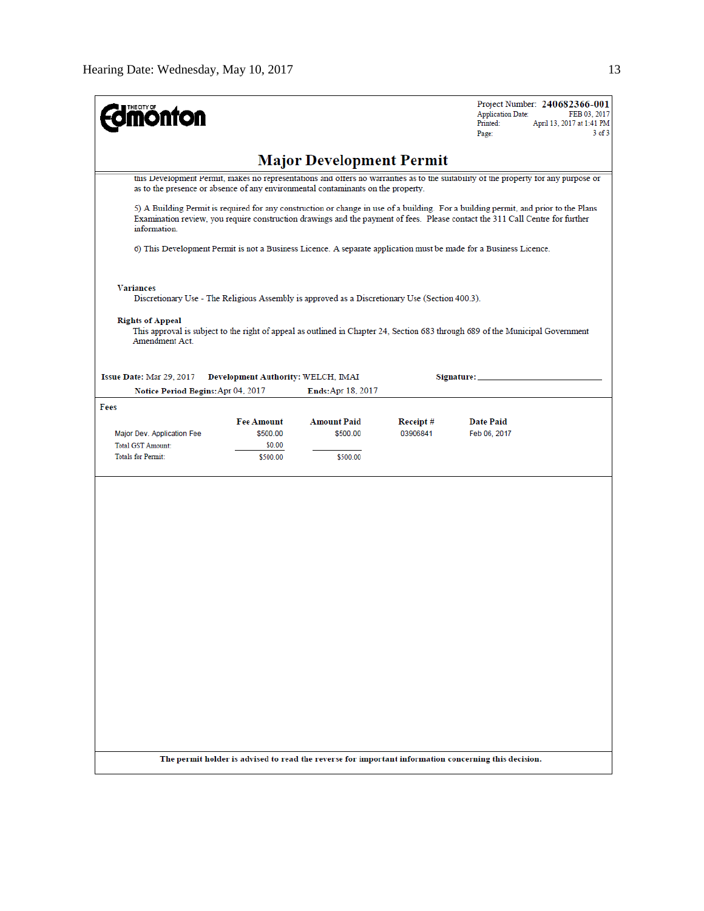THE CITY OF Edmonton

Project Number: **240682366-001**
Application Date: FEB 03, 2017
Printed: April 13, 2017 at 1:41 PM
Page: 3 of 3

# Major Development Permit

this Development Permit, makes no representations and offers no warranties as to the suitability of the property for any purpose or as to the presence or absence of any environmental contaminants on the property.

5) A Building Permit is required for any construction or change in use of a building. For a building permit, and prior to the Plans Examination review, you require construction drawings and the payment of fees. Please contact the 311 Call Centre for further information.

6) This Development Permit is not a Business Licence. A separate application must be made for a Business Licence.

**Variances**

Discretionary Use - The Religious Assembly is approved as a Discretionary Use (Section 400.3).

**Rights of Appeal**

This approval is subject to the right of appeal as outlined in Chapter 24, Section 683 through 689 of the Municipal Government Amendment Act.

**Issue Date:** Mar 29, 2017 **Development Authority:** WELCH, IMAI **Signature:** ________________

**Notice Period Begins:** Apr 04, 2017 **Ends:** Apr 18, 2017

**Fees**

| | Fee Amount | Amount Paid | Receipt # | Date Paid |
|---|---|---|---|---|
| Major Dev. Application Fee | $500.00 | $500.00 | 03906841 | Feb 06, 2017 |
| Total GST Amount: | $0.00 | | | |
| Totals for Permit: | $500.00 | $500.00 | | |

**The permit holder is advised to read the reverse for important information concerning this decision.**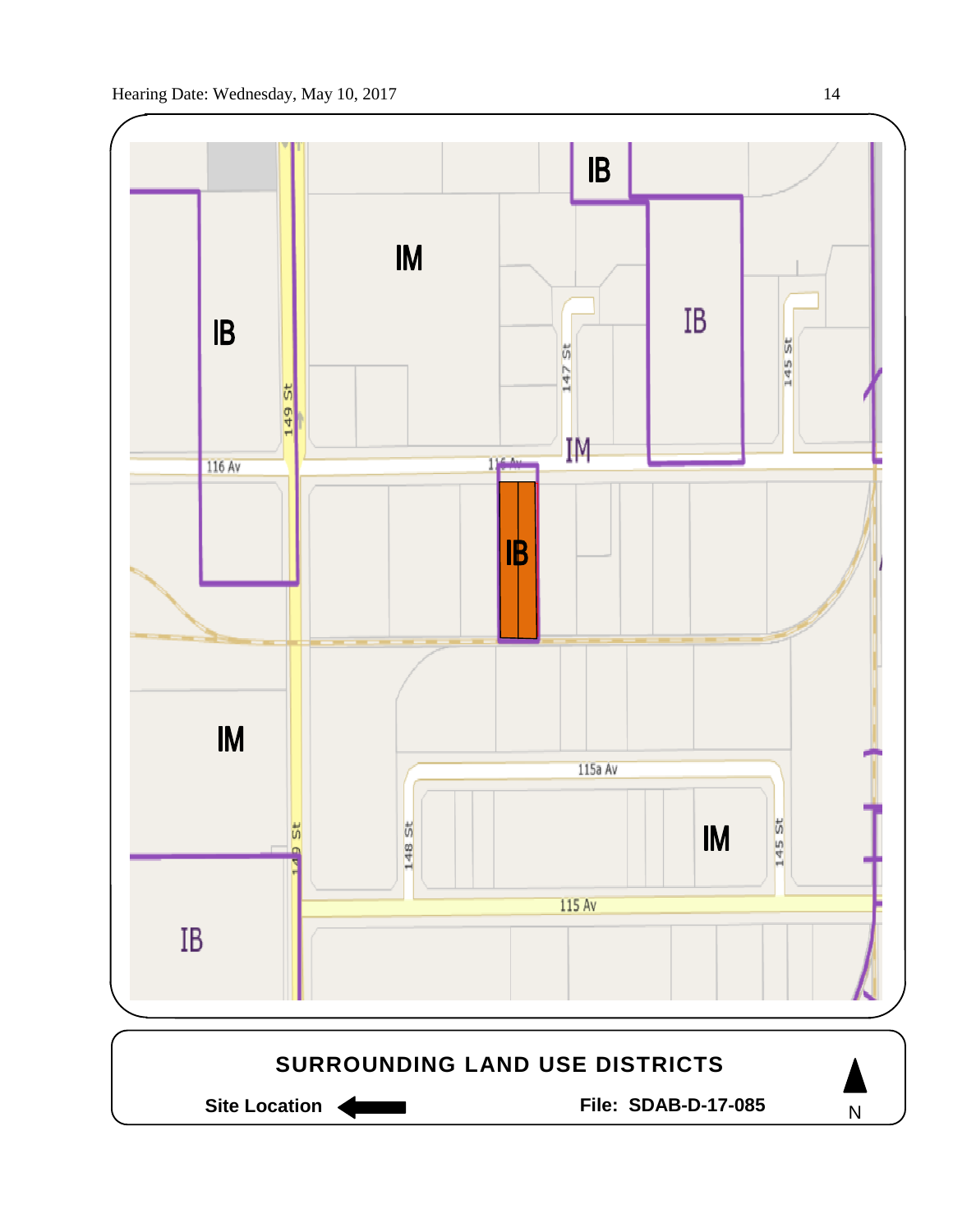IB

IM

IB

IB

149 St

147 St

145 St

IM

116 Av

116 Av

IB

IM

115a Av

148 St

149 St

IM

145 St

115 Av

IB

**SURROUNDING LAND USE DISTRICTS**

**Site Location** 

**File: SDAB-D-17-085**

N